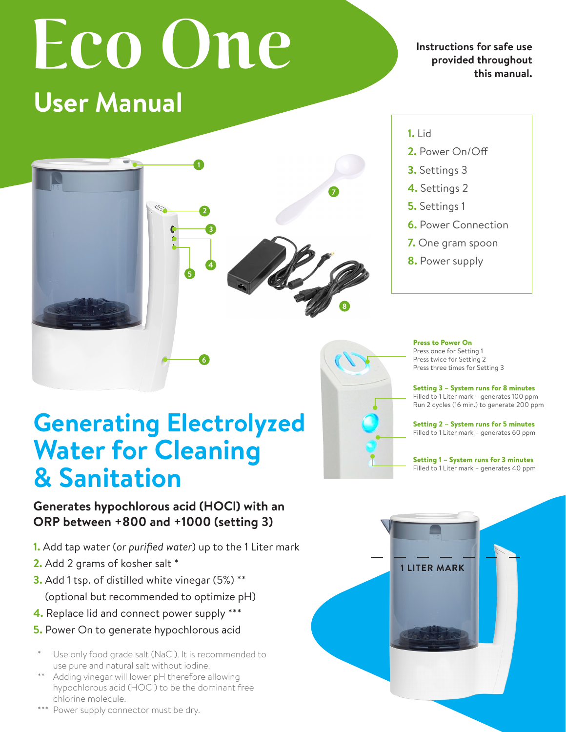# Eco One

## User Manual

**Instructions for safe use provided throughout this manual.**

1. Lid
2. Power On/Off
3. Settings 3
4. Settings 2
5. Settings 1
6. Power Connection
7. One gram spoon
8. Power supply

**Press to Power On**
Press once for Setting 1
Press twice for Setting 2
Press three times for Setting 3

**Setting 3 – System runs for 8 minutes**
Filled to 1 Liter mark – generates 100 ppm
Run 2 cycles (16 min.) to generate 200 ppm

**Setting 2 – System runs for 5 minutes**
Filled to 1 Liter mark – generates 60 ppm

**Setting 1 – System runs for 3 minutes**
Filled to 1 Liter mark – generates 40 ppm

## Generating Electrolyzed Water for Cleaning & Sanitation

**Generates hypochlorous acid (HOCl) with an ORP between +800 and +1000 (setting 3)**

1. Add tap water (*or purified water*) up to the 1 Liter mark
2. Add 2 grams of kosher salt *
3. Add 1 tsp. of distilled white vinegar (5%) **
   (optional but recommended to optimize pH)
4. Replace lid and connect power supply ***
5. Power On to generate hypochlorous acid

\* Use only food grade salt (NaCl). It is recommended to use pure and natural salt without iodine.

** Adding vinegar will lower pH therefore allowing hypochlorous acid (HOCl) to be the dominant free chlorine molecule.

*** Power supply connector must be dry.

1 LITER MARK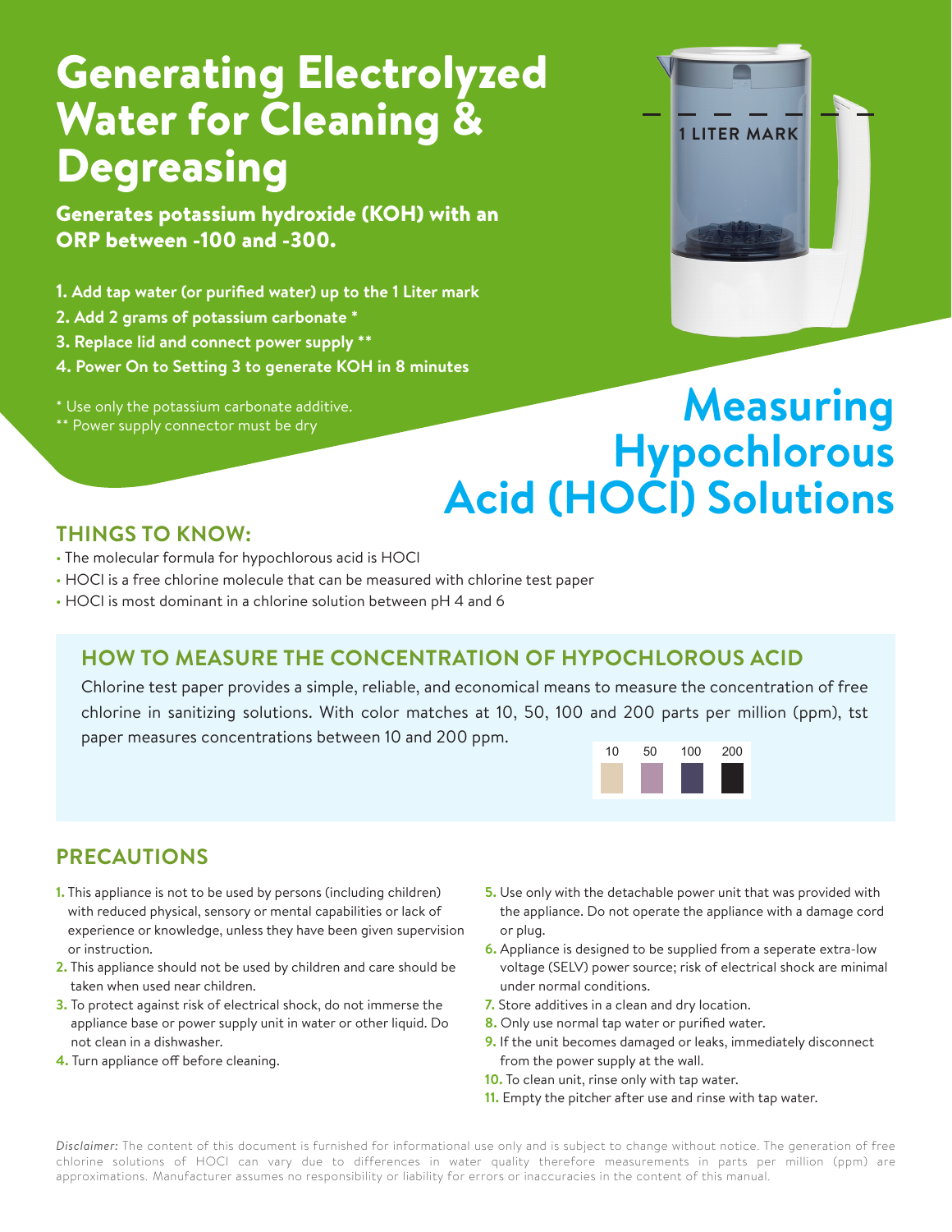# Generating Electrolyzed Water for Cleaning & Degreasing

**Generates potassium hydroxide (KOH) with an ORP between -100 and -300.**

1. **Add tap water (or purified water) up to the 1 Liter mark**
2. **Add 2 grams of potassium carbonate ***
3. **Replace lid and connect power supply ****
4. **Power On to Setting 3 to generate KOH in 8 minutes**

* Use only the potassium carbonate additive.
** Power supply connector must be dry

1 LITER MARK

# Measuring Hypochlorous Acid (HOCl) Solutions

## THINGS TO KNOW:

- The molecular formula for hypochlorous acid is HOCl
- HOCl is a free chlorine molecule that can be measured with chlorine test paper
- HOCl is most dominant in a chlorine solution between pH 4 and 6

## HOW TO MEASURE THE CONCENTRATION OF HYPOCHLOROUS ACID

Chlorine test paper provides a simple, reliable, and economical means to measure the concentration of free chlorine in sanitizing solutions. With color matches at 10, 50, 100 and 200 parts per million (ppm), tst paper measures concentrations between 10 and 200 ppm.

10 50 100 200

## PRECAUTIONS

1. This appliance is not to be used by persons (including children) with reduced physical, sensory or mental capabilities or lack of experience or knowledge, unless they have been given supervision or instruction.
2. This appliance should not be used by children and care should be taken when used near children.
3. To protect against risk of electrical shock, do not immerse the appliance base or power supply unit in water or other liquid. Do not clean in a dishwasher.
4. Turn appliance off before cleaning.
5. Use only with the detachable power unit that was provided with the appliance. Do not operate the appliance with a damage cord or plug.
6. Appliance is designed to be supplied from a seperate extra-low voltage (SELV) power source; risk of electrical shock are minimal under normal conditions.
7. Store additives in a clean and dry location.
8. Only use normal tap water or purified water.
9. If the unit becomes damaged or leaks, immediately disconnect from the power supply at the wall.
10. To clean unit, rinse only with tap water.
11. Empty the pitcher after use and rinse with tap water.

*Disclaimer:* The content of this document is furnished for informational use only and is subject to change without notice. The generation of free chlorine solutions of HOCl can vary due to differences in water quality therefore measurements in parts per million (ppm) are approximations. Manufacturer assumes no responsibility or liability for errors or inaccuracies in the content of this manual.